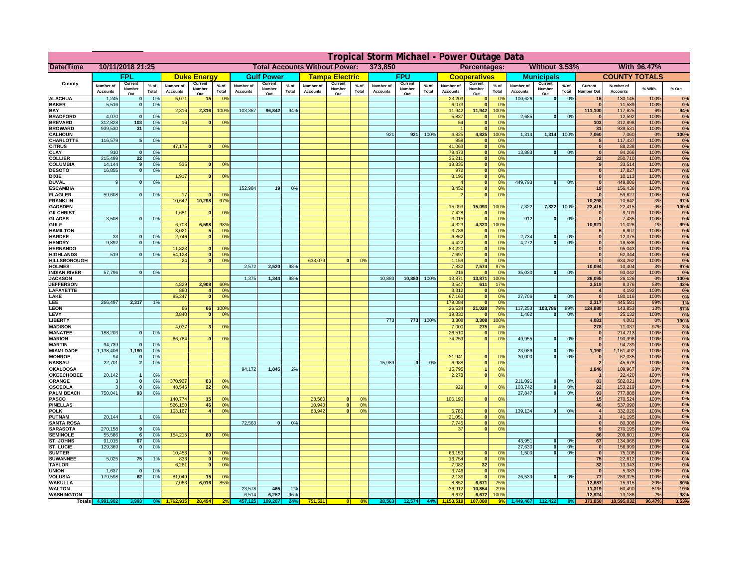# Tropical Storm Michael - Power Outage Data

**Date/Time:** 10/11/2018 21:25 | **Total Accounts Without Power:** 373,850 | **Percentages:** Without 3.53% | With 96.47%

| County | FPL | | | Duke Energy | | | Gulf Power | | | Tampa Electric | | | FPU | | | Cooperatives | | | Municipals | | | COUNTY TOTALS | | | |
|---|---|---|---|---|---|---|---|---|---|---|---|---|---|---|---|---|---|---|---|---|---|---|---|---|---|
| | Number of Accounts | Current Number Out | % of Total | Number of Accounts | Current Number Out | % of Total | Number of Accounts | Current Number Out | % of Total | Number of Accounts | Current Number Out | % of Total | Number of Accounts | Current Number Out | % of Total | Number of Accounts | Current Number Out | % of Total | Number of Accounts | Current Number Out | % of Total | Current Number Out | Number of Accounts | % With | % Out |
| ALACHUA | 1,245 | 0 | 0% | 5,071 | 15 | 0% | | | | | | | | | | 23,203 | 0 | 0% | 100,626 | 0 | 0% | 15 | 130,145 | 100% | 0% |
| BAKER | 5,516 | 0 | 0% | | | | | | | | | | | | | 6,073 | 0 | 0% | | | | 0 | 11,589 | 100% | 0% |
| BAY | | | | 2,316 | 2,316 | 100% | 103,367 | 96,842 | 94% | | | | | | | 11,942 | 11,942 | 100% | | | | 111,100 | 117,625 | 6% | 94% |
| BRADFORD | 4,070 | 0 | 0% | | | | | | | | | | | | | 5,837 | 0 | 0% | 2,685 | 0 | 0% | 0 | 12,592 | 100% | 0% |
| BREVARD | 312,828 | 103 | 0% | 16 | 0 | 0% | | | | | | | | | | 54 | 0 | 0% | | | | 103 | 312,898 | 100% | 0% |
| BROWARD | 939,530 | 31 | 0% | | | | | | | | | | | | | 1 | 0 | 0% | | | | 31 | 939,531 | 100% | 0% |
| CALHOUN | | | | | | | | | | | | | 921 | 921 | 100% | 4,825 | 4,825 | 100% | 1,314 | 1,314 | 100% | 7,060 | 7,060 | 0% | 100% |
| CHARLOTTE | 116,579 | 5 | 0% | | | | | | | | | | | | | 858 | 0 | 0% | | | | 5 | 117,437 | 100% | 0% |
| CITRUS | | | | 47,175 | 0 | 0% | | | | | | | | | | 41,063 | 0 | 0% | | | | 0 | 88,238 | 100% | 0% |
| CLAY | 910 | 0 | 0% | | | | | | | | | | | | | 79,473 | 0 | 0% | 13,883 | 0 | 0% | 0 | 94,266 | 100% | 0% |
| COLLIER | 215,499 | 22 | 0% | | | | | | | | | | | | | 35,211 | 0 | 0% | | | | 22 | 250,710 | 100% | 0% |
| COLUMBIA | 14,144 | 9 | 0% | 535 | 0 | 0% | | | | | | | | | | 18,835 | 0 | 0% | | | | 9 | 33,514 | 100% | 0% |
| DESOTO | 16,855 | 0 | 0% | | | | | | | | | | | | | 972 | 0 | 0% | | | | 0 | 17,827 | 100% | 0% |
| DIXIE | | | | 1,917 | 0 | 0% | | | | | | | | | | 8,196 | 0 | 0% | | | | 0 | 10,113 | 100% | 0% |
| DUVAL | 9 | 0 | 0% | | | | | | | | | | | | | 4 | 0 | 0% | 449,793 | 0 | 0% | 0 | 449,806 | 100% | 0% |
| ESCAMBIA | | | | | | | 152,984 | 19 | 0% | | | | | | | 3,452 | 0 | 0% | | | | 19 | 156,436 | 100% | 0% |
| FLAGLER | 59,608 | 0 | 0% | 17 | 0 | 0% | | | | | | | | | | 2 | 0 | 0% | | | | 0 | 59,627 | 100% | 0% |
| FRANKLIN | | | | 10,642 | 10,298 | 97% | | | | | | | | | | | | | | | | 10,298 | 10,642 | 3% | 97% |
| GADSDEN | | | | | | | | | | | | | | | | 15,093 | 15,093 | 100% | 7,322 | 7,322 | 100% | 22,415 | 22,415 | 0% | 100% |
| GILCHRIST | | | | 1,681 | 0 | 0% | | | | | | | | | | 7,428 | 0 | 0% | | | | 0 | 9,109 | 100% | 0% |
| GLADES | 3,508 | 0 | 0% | | | | | | | | | | | | | 3,015 | 0 | 0% | 912 | 0 | 0% | 0 | 7,435 | 100% | 0% |
| GULF | | | | 6,703 | 6,598 | 98% | | | | | | | | | | 4,323 | 4,323 | 100% | | | | 10,921 | 11,026 | 1% | 99% |
| HAMILTON | | | | 3,021 | 5 | 0% | | | | | | | | | | 3,786 | 0 | 0% | | | | 5 | 6,807 | 100% | 0% |
| HARDEE | 33 | 0 | 0% | 2,746 | 0 | 0% | | | | | | | | | | 6,862 | 0 | 0% | 2,734 | 0 | 0% | 0 | 12,375 | 100% | 0% |
| HENDRY | 9,892 | 0 | 0% | | | | | | | | | | | | | 4,422 | 0 | 0% | 4,272 | 0 | 0% | 0 | 18,586 | 100% | 0% |
| HERNANDO | | | | 11,823 | 0 | 0% | | | | | | | | | | 83,220 | 0 | 0% | | | | 0 | 95,043 | 100% | 0% |
| HIGHLANDS | 519 | 0 | 0% | 54,128 | 0 | 0% | | | | | | | | | | 7,697 | 0 | 0% | | | | 0 | 62,344 | 100% | 0% |
| HILLSBOROUGH | | | | 24 | 0 | 0% | | | | 633,079 | 0 | 0% | | | | 1,159 | 0 | 0% | | | | 0 | 634,262 | 100% | 0% |
| HOLMES | | | | | | | 2,572 | 2,520 | 98% | | | | | | | 7,832 | 7,574 | 97% | | | | 10,094 | 10,404 | 3% | 97% |
| INDIAN RIVER | 57,796 | 0 | 0% | | | | | | | | | | | | | 216 | 0 | 0% | 35,030 | 0 | 0% | 0 | 93,042 | 100% | 0% |
| JACKSON | | | | | | | 1,375 | 1,344 | 98% | | | | 10,880 | 10,880 | 100% | 13,871 | 13,871 | 100% | | | | 26,095 | 26,126 | 0% | 100% |
| JEFFERSON | | | | 4,829 | 2,908 | 60% | | | | | | | | | | 3,547 | 611 | 17% | | | | 3,519 | 8,376 | 58% | 42% |
| LAFAYETTE | | | | 880 | 4 | 0% | | | | | | | | | | 3,312 | 0 | 0% | | | | 4 | 4,192 | 100% | 0% |
| LAKE | | | | 85,247 | 0 | 0% | | | | | | | | | | 67,163 | 0 | 0% | 27,706 | 0 | 0% | 0 | 180,116 | 100% | 0% |
| LEE | 266,497 | 2,317 | 1% | | | | | | | | | | | | | 179,084 | 0 | 0% | | | | 2,317 | 445,581 | 99% | 1% |
| LEON | | | | 66 | 66 | 100% | | | | | | | | | | 26,534 | 21,028 | 79% | 117,253 | 103,786 | 89% | 124,880 | 143,853 | 13% | 87% |
| LEVY | | | | 3,840 | 0 | 0% | | | | | | | | | | 19,830 | 0 | 0% | 1,462 | 0 | 0% | 0 | 25,132 | 100% | 0% |
| LIBERTY | | | | | | | | | | | | | 773 | 773 | 100% | 3,308 | 3,308 | 100% | | | | 4,081 | 4,081 | 0% | 100% |
| MADISON | | | | 4,037 | 3 | 0% | | | | | | | | | | 7,000 | 275 | 4% | | | | 278 | 11,037 | 97% | 3% |
| MANATEE | 188,203 | 0 | 0% | | | | | | | | | | | | | 26,510 | 0 | 0% | | | | 0 | 214,713 | 100% | 0% |
| MARION | | | | 66,784 | 0 | 0% | | | | | | | | | | 74,259 | 0 | 0% | 49,955 | 0 | 0% | 0 | 190,998 | 100% | 0% |
| MARTIN | 94,739 | 0 | 0% | | | | | | | | | | | | | | | | | | | 0 | 94,739 | 100% | 0% |
| MIAMI-DADE | 1,138,406 | 1,190 | 0% | | | | | | | | | | | | | | | | 23,086 | 0 | 0% | 1,190 | 1,161,492 | 100% | 0% |
| MONROE | 94 | 0 | 0% | | | | | | | | | | | | | 31,941 | 0 | 0% | 30,000 | 0 | 0% | 0 | 62,035 | 100% | 0% |
| NASSAU | 22,701 | 2 | 0% | | | | | | | | | | 15,989 | 0 | 0% | 6,988 | 0 | 0% | | | | 2 | 45,678 | 100% | 0% |
| OKALOOSA | | | | | | | 94,172 | 1,845 | 2% | | | | | | | 15,795 | 1 | 0% | | | | 1,846 | 109,967 | 98% | 2% |
| OKEECHOBEE | 20,142 | 1 | 0% | | | | | | | | | | | | | 2,278 | 0 | 0% | | | | 1 | 22,420 | 100% | 0% |
| ORANGE | 3 | 0 | 0% | 370,927 | 83 | 0% | | | | | | | | | | | | | 211,091 | 0 | 0% | 83 | 582,021 | 100% | 0% |
| OSCEOLA | 3 | 0 | 0% | 48,545 | 22 | 0% | | | | | | | | | | 929 | 0 | 0% | 103,742 | 0 | 0% | 22 | 153,219 | 100% | 0% |
| PALM BEACH | 750,041 | 93 | 0% | | | | | | | | | | | | | | | | 27,847 | 0 | 0% | 93 | 777,888 | 100% | 0% |
| PASCO | | | | 140,774 | 15 | 0% | | | | 23,560 | 0 | 0% | | | | 106,190 | 0 | 0% | | | | 15 | 270,524 | 100% | 0% |
| PINELLAS | | | | 526,150 | 46 | 0% | | | | 10,940 | 0 | 0% | | | | | | | | | | 46 | 537,090 | 100% | 0% |
| POLK | | | | 103,167 | 4 | 0% | | | | 83,942 | 0 | 0% | | | | 5,783 | 0 | 0% | 139,134 | 0 | 0% | 4 | 332,026 | 100% | 0% |
| PUTNAM | 20,144 | 1 | 0% | | | | | | | | | | | | | 21,051 | 0 | 0% | | | | 1 | 41,195 | 100% | 0% |
| SANTA ROSA | | | | | | | 72,563 | 0 | 0% | | | | | | | 7,745 | 0 | 0% | | | | 0 | 80,308 | 100% | 0% |
| SARASOTA | 270,158 | 9 | 0% | | | | | | | | | | | | | 37 | 0 | 0% | | | | 9 | 270,195 | 100% | 0% |
| SEMINOLE | 55,586 | 6 | 0% | 154,215 | 80 | 0% | | | | | | | | | | | | | | | | 86 | 209,801 | 100% | 0% |
| ST. JOHNS | 91,015 | 67 | 0% | | | | | | | | | | | | | | | | 43,951 | 0 | 0% | 67 | 134,966 | 100% | 0% |
| ST. LUCIE | 129,369 | 0 | 0% | | | | | | | | | | | | | | | | 27,630 | 0 | 0% | 0 | 156,999 | 100% | 0% |
| SUMTER | | | | 10,453 | 0 | 0% | | | | | | | | | | 63,153 | 0 | 0% | 1,500 | 0 | 0% | 0 | 75,106 | 100% | 0% |
| SUWANNEE | 5,025 | 75 | 1% | 833 | 0 | 0% | | | | | | | | | | 16,754 | 0 | 0% | | | | 75 | 22,612 | 100% | 0% |
| TAYLOR | | | | 6,261 | 0 | 0% | | | | | | | | | | 7,082 | 32 | 0% | | | | 32 | 13,343 | 100% | 0% |
| UNION | 1,637 | 0 | 0% | | | | | | | | | | | | | 3,746 | 0 | 0% | | | | 0 | 5,383 | 100% | 0% |
| VOLUSIA | 179,598 | 62 | 0% | 81,049 | 15 | 0% | | | | | | | | | | 2,139 | 0 | 0% | 26,539 | 0 | 0% | 77 | 289,325 | 100% | 0% |
| WAKULLA | | | | 7,063 | 6,016 | 85% | | | | | | | | | | 8,852 | 6,671 | 75% | | | | 12,687 | 15,915 | 20% | 80% |
| WALTON | | | | | | | 23,578 | 465 | 2% | | | | | | | 36,912 | 10,854 | 29% | | | | 11,319 | 60,490 | 81% | 19% |
| WASHINGTON | | | | | | | 6,514 | 6,252 | 96% | | | | | | | 6,672 | 6,672 | 100% | | | | 12,924 | 13,186 | 2% | 98% |
| Totals | 4,991,902 | 3,993 | 0% | 1,762,935 | 28,494 | 2% | 457,125 | 109,287 | 24% | 751,521 | 0 | 0% | 28,563 | 12,574 | 44% | 1,153,519 | 107,080 | 9% | 1,449,467 | 112,422 | 8% | 373,850 | 10,595,032 | 96.47% | 3.53% |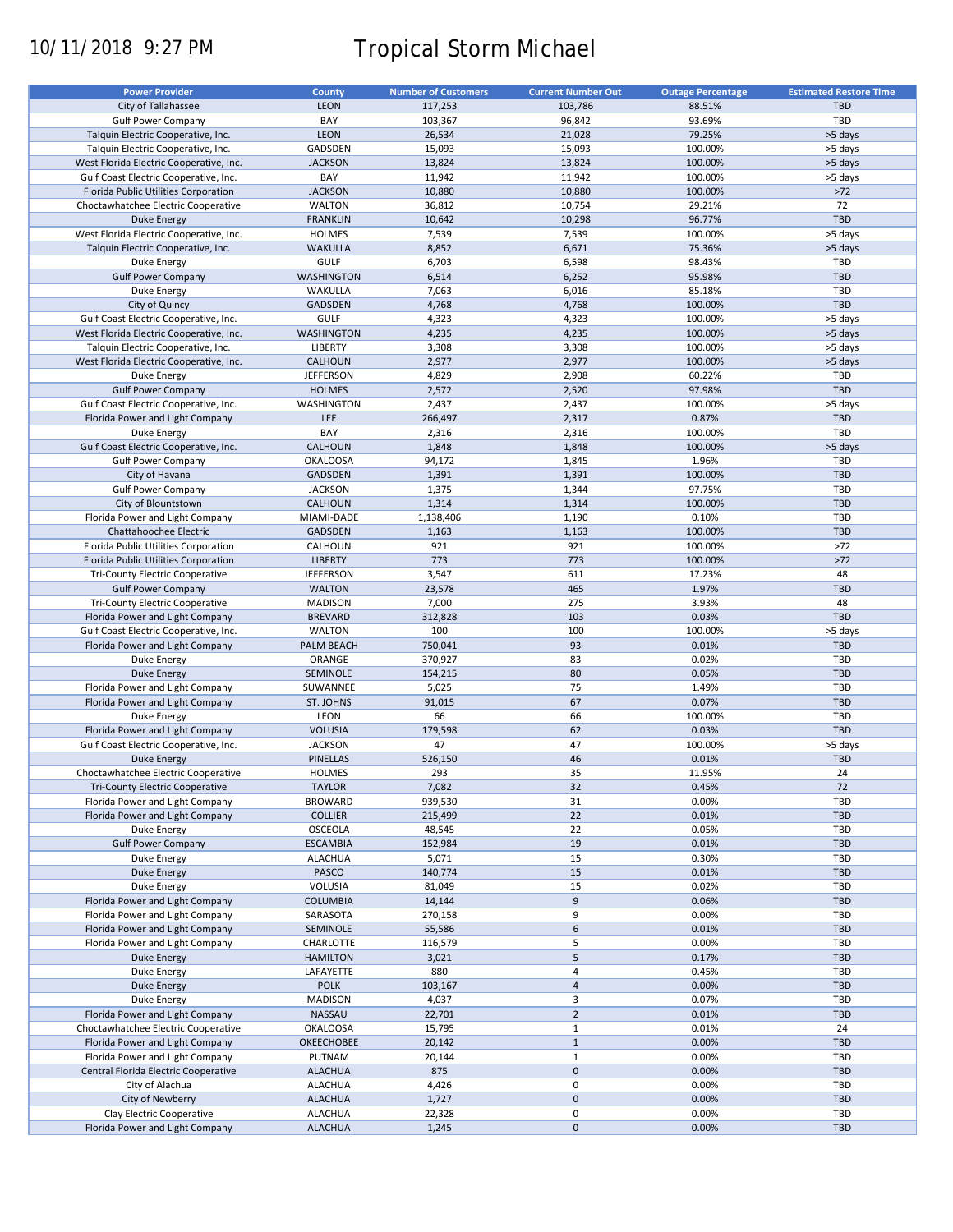10/11/2018 9:27 PM

# Tropical Storm Michael

| Power Provider | County | Number of Customers | Current Number Out | Outage Percentage | Estimated Restore Time |
|---|---|---|---|---|---|
| City of Tallahassee | LEON | 117,253 | 103,786 | 88.51% | TBD |
| Gulf Power Company | BAY | 103,367 | 96,842 | 93.69% | TBD |
| Talquin Electric Cooperative, Inc. | LEON | 26,534 | 21,028 | 79.25% | >5 days |
| Talquin Electric Cooperative, Inc. | GADSDEN | 15,093 | 15,093 | 100.00% | >5 days |
| West Florida Electric Cooperative, Inc. | JACKSON | 13,824 | 13,824 | 100.00% | >5 days |
| Gulf Coast Electric Cooperative, Inc. | BAY | 11,942 | 11,942 | 100.00% | >5 days |
| Florida Public Utilities Corporation | JACKSON | 10,880 | 10,880 | 100.00% | >72 |
| Choctawhatchee Electric Cooperative | WALTON | 36,812 | 10,754 | 29.21% | 72 |
| Duke Energy | FRANKLIN | 10,642 | 10,298 | 96.77% | TBD |
| West Florida Electric Cooperative, Inc. | HOLMES | 7,539 | 7,539 | 100.00% | >5 days |
| Talquin Electric Cooperative, Inc. | WAKULLA | 8,852 | 6,671 | 75.36% | >5 days |
| Duke Energy | GULF | 6,703 | 6,598 | 98.43% | TBD |
| Gulf Power Company | WASHINGTON | 6,514 | 6,252 | 95.98% | TBD |
| Duke Energy | WAKULLA | 7,063 | 6,016 | 85.18% | TBD |
| City of Quincy | GADSDEN | 4,768 | 4,768 | 100.00% | TBD |
| Gulf Coast Electric Cooperative, Inc. | GULF | 4,323 | 4,323 | 100.00% | >5 days |
| West Florida Electric Cooperative, Inc. | WASHINGTON | 4,235 | 4,235 | 100.00% | >5 days |
| Talquin Electric Cooperative, Inc. | LIBERTY | 3,308 | 3,308 | 100.00% | >5 days |
| West Florida Electric Cooperative, Inc. | CALHOUN | 2,977 | 2,977 | 100.00% | >5 days |
| Duke Energy | JEFFERSON | 4,829 | 2,908 | 60.22% | TBD |
| Gulf Power Company | HOLMES | 2,572 | 2,520 | 97.98% | TBD |
| Gulf Coast Electric Cooperative, Inc. | WASHINGTON | 2,437 | 2,437 | 100.00% | >5 days |
| Florida Power and Light Company | LEE | 266,497 | 2,317 | 0.87% | TBD |
| Duke Energy | BAY | 2,316 | 2,316 | 100.00% | TBD |
| Gulf Coast Electric Cooperative, Inc. | CALHOUN | 1,848 | 1,848 | 100.00% | >5 days |
| Gulf Power Company | OKALOOSA | 94,172 | 1,845 | 1.96% | TBD |
| City of Havana | GADSDEN | 1,391 | 1,391 | 100.00% | TBD |
| Gulf Power Company | JACKSON | 1,375 | 1,344 | 97.75% | TBD |
| City of Blountstown | CALHOUN | 1,314 | 1,314 | 100.00% | TBD |
| Florida Power and Light Company | MIAMI-DADE | 1,138,406 | 1,190 | 0.10% | TBD |
| Chattahoochee Electric | GADSDEN | 1,163 | 1,163 | 100.00% | TBD |
| Florida Public Utilities Corporation | CALHOUN | 921 | 921 | 100.00% | >72 |
| Florida Public Utilities Corporation | LIBERTY | 773 | 773 | 100.00% | >72 |
| Tri-County Electric Cooperative | JEFFERSON | 3,547 | 611 | 17.23% | 48 |
| Gulf Power Company | WALTON | 23,578 | 465 | 1.97% | TBD |
| Tri-County Electric Cooperative | MADISON | 7,000 | 275 | 3.93% | 48 |
| Florida Power and Light Company | BREVARD | 312,828 | 103 | 0.03% | TBD |
| Gulf Coast Electric Cooperative, Inc. | WALTON | 100 | 100 | 100.00% | >5 days |
| Florida Power and Light Company | PALM BEACH | 750,041 | 93 | 0.01% | TBD |
| Duke Energy | ORANGE | 370,927 | 83 | 0.02% | TBD |
| Duke Energy | SEMINOLE | 154,215 | 80 | 0.05% | TBD |
| Florida Power and Light Company | SUWANNEE | 5,025 | 75 | 1.49% | TBD |
| Florida Power and Light Company | ST. JOHNS | 91,015 | 67 | 0.07% | TBD |
| Duke Energy | LEON | 66 | 66 | 100.00% | TBD |
| Florida Power and Light Company | VOLUSIA | 179,598 | 62 | 0.03% | TBD |
| Gulf Coast Electric Cooperative, Inc. | JACKSON | 47 | 47 | 100.00% | >5 days |
| Duke Energy | PINELLAS | 526,150 | 46 | 0.01% | TBD |
| Choctawhatchee Electric Cooperative | HOLMES | 293 | 35 | 11.95% | 24 |
| Tri-County Electric Cooperative | TAYLOR | 7,082 | 32 | 0.45% | 72 |
| Florida Power and Light Company | BROWARD | 939,530 | 31 | 0.00% | TBD |
| Florida Power and Light Company | COLLIER | 215,499 | 22 | 0.01% | TBD |
| Duke Energy | OSCEOLA | 48,545 | 22 | 0.05% | TBD |
| Gulf Power Company | ESCAMBIA | 152,984 | 19 | 0.01% | TBD |
| Duke Energy | ALACHUA | 5,071 | 15 | 0.30% | TBD |
| Duke Energy | PASCO | 140,774 | 15 | 0.01% | TBD |
| Duke Energy | VOLUSIA | 81,049 | 15 | 0.02% | TBD |
| Florida Power and Light Company | COLUMBIA | 14,144 | 9 | 0.06% | TBD |
| Florida Power and Light Company | SARASOTA | 270,158 | 9 | 0.00% | TBD |
| Florida Power and Light Company | SEMINOLE | 55,586 | 6 | 0.01% | TBD |
| Florida Power and Light Company | CHARLOTTE | 116,579 | 5 | 0.00% | TBD |
| Duke Energy | HAMILTON | 3,021 | 5 | 0.17% | TBD |
| Duke Energy | LAFAYETTE | 880 | 4 | 0.45% | TBD |
| Duke Energy | POLK | 103,167 | 4 | 0.00% | TBD |
| Duke Energy | MADISON | 4,037 | 3 | 0.07% | TBD |
| Florida Power and Light Company | NASSAU | 22,701 | 2 | 0.01% | TBD |
| Choctawhatchee Electric Cooperative | OKALOOSA | 15,795 | 1 | 0.01% | 24 |
| Florida Power and Light Company | OKEECHOBEE | 20,142 | 1 | 0.00% | TBD |
| Florida Power and Light Company | PUTNAM | 20,144 | 1 | 0.00% | TBD |
| Central Florida Electric Cooperative | ALACHUA | 875 | 0 | 0.00% | TBD |
| City of Alachua | ALACHUA | 4,426 | 0 | 0.00% | TBD |
| City of Newberry | ALACHUA | 1,727 | 0 | 0.00% | TBD |
| Clay Electric Cooperative | ALACHUA | 22,328 | 0 | 0.00% | TBD |
| Florida Power and Light Company | ALACHUA | 1,245 | 0 | 0.00% | TBD |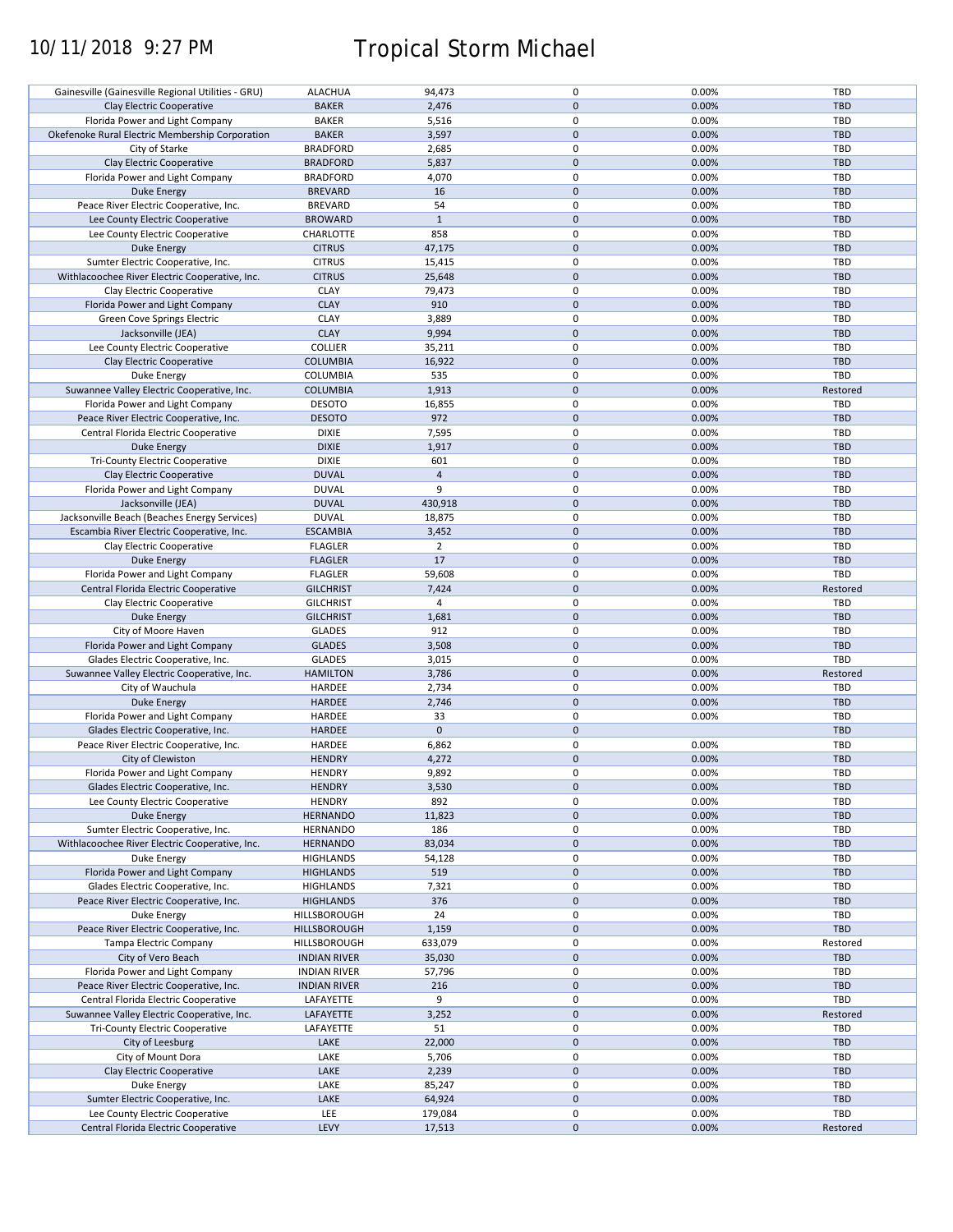# Tropical Storm Michael

10/11/2018 9:27 PM

| | | | | | |
|---|---|---|---|---|---|
| Gainesville (Gainesville Regional Utilities - GRU) | ALACHUA | 94,473 | 0 | 0.00% | TBD |
| Clay Electric Cooperative | BAKER | 2,476 | 0 | 0.00% | TBD |
| Florida Power and Light Company | BAKER | 5,516 | 0 | 0.00% | TBD |
| Okefenoke Rural Electric Membership Corporation | BAKER | 3,597 | 0 | 0.00% | TBD |
| City of Starke | BRADFORD | 2,685 | 0 | 0.00% | TBD |
| Clay Electric Cooperative | BRADFORD | 5,837 | 0 | 0.00% | TBD |
| Florida Power and Light Company | BRADFORD | 4,070 | 0 | 0.00% | TBD |
| Duke Energy | BREVARD | 16 | 0 | 0.00% | TBD |
| Peace River Electric Cooperative, Inc. | BREVARD | 54 | 0 | 0.00% | TBD |
| Lee County Electric Cooperative | BROWARD | 1 | 0 | 0.00% | TBD |
| Lee County Electric Cooperative | CHARLOTTE | 858 | 0 | 0.00% | TBD |
| Duke Energy | CITRUS | 47,175 | 0 | 0.00% | TBD |
| Sumter Electric Cooperative, Inc. | CITRUS | 15,415 | 0 | 0.00% | TBD |
| Withlacoochee River Electric Cooperative, Inc. | CITRUS | 25,648 | 0 | 0.00% | TBD |
| Clay Electric Cooperative | CLAY | 79,473 | 0 | 0.00% | TBD |
| Florida Power and Light Company | CLAY | 910 | 0 | 0.00% | TBD |
| Green Cove Springs Electric | CLAY | 3,889 | 0 | 0.00% | TBD |
| Jacksonville (JEA) | CLAY | 9,994 | 0 | 0.00% | TBD |
| Lee County Electric Cooperative | COLLIER | 35,211 | 0 | 0.00% | TBD |
| Clay Electric Cooperative | COLUMBIA | 16,922 | 0 | 0.00% | TBD |
| Duke Energy | COLUMBIA | 535 | 0 | 0.00% | TBD |
| Suwannee Valley Electric Cooperative, Inc. | COLUMBIA | 1,913 | 0 | 0.00% | Restored |
| Florida Power and Light Company | DESOTO | 16,855 | 0 | 0.00% | TBD |
| Peace River Electric Cooperative, Inc. | DESOTO | 972 | 0 | 0.00% | TBD |
| Central Florida Electric Cooperative | DIXIE | 7,595 | 0 | 0.00% | TBD |
| Duke Energy | DIXIE | 1,917 | 0 | 0.00% | TBD |
| Tri-County Electric Cooperative | DIXIE | 601 | 0 | 0.00% | TBD |
| Clay Electric Cooperative | DUVAL | 4 | 0 | 0.00% | TBD |
| Florida Power and Light Company | DUVAL | 9 | 0 | 0.00% | TBD |
| Jacksonville (JEA) | DUVAL | 430,918 | 0 | 0.00% | TBD |
| Jacksonville Beach (Beaches Energy Services) | DUVAL | 18,875 | 0 | 0.00% | TBD |
| Escambia River Electric Cooperative, Inc. | ESCAMBIA | 3,452 | 0 | 0.00% | TBD |
| Clay Electric Cooperative | FLAGLER | 2 | 0 | 0.00% | TBD |
| Duke Energy | FLAGLER | 17 | 0 | 0.00% | TBD |
| Florida Power and Light Company | FLAGLER | 59,608 | 0 | 0.00% | TBD |
| Central Florida Electric Cooperative | GILCHRIST | 7,424 | 0 | 0.00% | Restored |
| Clay Electric Cooperative | GILCHRIST | 4 | 0 | 0.00% | TBD |
| Duke Energy | GILCHRIST | 1,681 | 0 | 0.00% | TBD |
| City of Moore Haven | GLADES | 912 | 0 | 0.00% | TBD |
| Florida Power and Light Company | GLADES | 3,508 | 0 | 0.00% | TBD |
| Glades Electric Cooperative, Inc. | GLADES | 3,015 | 0 | 0.00% | TBD |
| Suwannee Valley Electric Cooperative, Inc. | HAMILTON | 3,786 | 0 | 0.00% | Restored |
| City of Wauchula | HARDEE | 2,734 | 0 | 0.00% | TBD |
| Duke Energy | HARDEE | 2,746 | 0 | 0.00% | TBD |
| Florida Power and Light Company | HARDEE | 33 | 0 | 0.00% | TBD |
| Glades Electric Cooperative, Inc. | HARDEE | 0 | 0 | | TBD |
| Peace River Electric Cooperative, Inc. | HARDEE | 6,862 | 0 | 0.00% | TBD |
| City of Clewiston | HENDRY | 4,272 | 0 | 0.00% | TBD |
| Florida Power and Light Company | HENDRY | 9,892 | 0 | 0.00% | TBD |
| Glades Electric Cooperative, Inc. | HENDRY | 3,530 | 0 | 0.00% | TBD |
| Lee County Electric Cooperative | HENDRY | 892 | 0 | 0.00% | TBD |
| Duke Energy | HERNANDO | 11,823 | 0 | 0.00% | TBD |
| Sumter Electric Cooperative, Inc. | HERNANDO | 186 | 0 | 0.00% | TBD |
| Withlacoochee River Electric Cooperative, Inc. | HERNANDO | 83,034 | 0 | 0.00% | TBD |
| Duke Energy | HIGHLANDS | 54,128 | 0 | 0.00% | TBD |
| Florida Power and Light Company | HIGHLANDS | 519 | 0 | 0.00% | TBD |
| Glades Electric Cooperative, Inc. | HIGHLANDS | 7,321 | 0 | 0.00% | TBD |
| Peace River Electric Cooperative, Inc. | HIGHLANDS | 376 | 0 | 0.00% | TBD |
| Duke Energy | HILLSBOROUGH | 24 | 0 | 0.00% | TBD |
| Peace River Electric Cooperative, Inc. | HILLSBOROUGH | 1,159 | 0 | 0.00% | TBD |
| Tampa Electric Company | HILLSBOROUGH | 633,079 | 0 | 0.00% | Restored |
| City of Vero Beach | INDIAN RIVER | 35,030 | 0 | 0.00% | TBD |
| Florida Power and Light Company | INDIAN RIVER | 57,796 | 0 | 0.00% | TBD |
| Peace River Electric Cooperative, Inc. | INDIAN RIVER | 216 | 0 | 0.00% | TBD |
| Central Florida Electric Cooperative | LAFAYETTE | 9 | 0 | 0.00% | TBD |
| Suwannee Valley Electric Cooperative, Inc. | LAFAYETTE | 3,252 | 0 | 0.00% | Restored |
| Tri-County Electric Cooperative | LAFAYETTE | 51 | 0 | 0.00% | TBD |
| City of Leesburg | LAKE | 22,000 | 0 | 0.00% | TBD |
| City of Mount Dora | LAKE | 5,706 | 0 | 0.00% | TBD |
| Clay Electric Cooperative | LAKE | 2,239 | 0 | 0.00% | TBD |
| Duke Energy | LAKE | 85,247 | 0 | 0.00% | TBD |
| Sumter Electric Cooperative, Inc. | LAKE | 64,924 | 0 | 0.00% | TBD |
| Lee County Electric Cooperative | LEE | 179,084 | 0 | 0.00% | TBD |
| Central Florida Electric Cooperative | LEVY | 17,513 | 0 | 0.00% | Restored |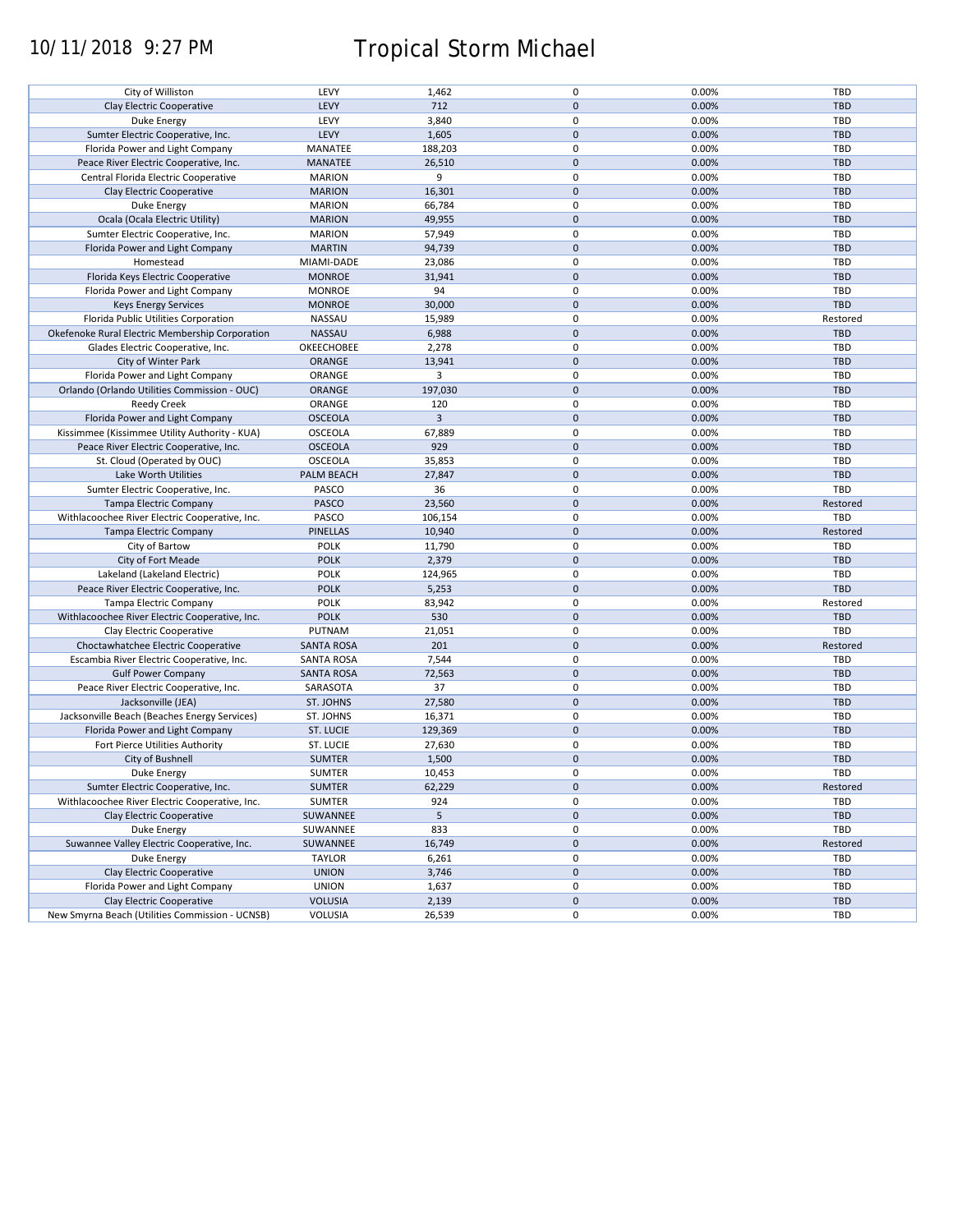# 10/11/2018 9:27 PM Tropical Storm Michael

| | | | | | |
|---|---|---|---|---|---|
| City of Williston | LEVY | 1,462 | 0 | 0.00% | TBD |
| Clay Electric Cooperative | LEVY | 712 | 0 | 0.00% | TBD |
| Duke Energy | LEVY | 3,840 | 0 | 0.00% | TBD |
| Sumter Electric Cooperative, Inc. | LEVY | 1,605 | 0 | 0.00% | TBD |
| Florida Power and Light Company | MANATEE | 188,203 | 0 | 0.00% | TBD |
| Peace River Electric Cooperative, Inc. | MANATEE | 26,510 | 0 | 0.00% | TBD |
| Central Florida Electric Cooperative | MARION | 9 | 0 | 0.00% | TBD |
| Clay Electric Cooperative | MARION | 16,301 | 0 | 0.00% | TBD |
| Duke Energy | MARION | 66,784 | 0 | 0.00% | TBD |
| Ocala (Ocala Electric Utility) | MARION | 49,955 | 0 | 0.00% | TBD |
| Sumter Electric Cooperative, Inc. | MARION | 57,949 | 0 | 0.00% | TBD |
| Florida Power and Light Company | MARTIN | 94,739 | 0 | 0.00% | TBD |
| Homestead | MIAMI-DADE | 23,086 | 0 | 0.00% | TBD |
| Florida Keys Electric Cooperative | MONROE | 31,941 | 0 | 0.00% | TBD |
| Florida Power and Light Company | MONROE | 94 | 0 | 0.00% | TBD |
| Keys Energy Services | MONROE | 30,000 | 0 | 0.00% | TBD |
| Florida Public Utilities Corporation | NASSAU | 15,989 | 0 | 0.00% | Restored |
| Okefenoke Rural Electric Membership Corporation | NASSAU | 6,988 | 0 | 0.00% | TBD |
| Glades Electric Cooperative, Inc. | OKEECHOBEE | 2,278 | 0 | 0.00% | TBD |
| City of Winter Park | ORANGE | 13,941 | 0 | 0.00% | TBD |
| Florida Power and Light Company | ORANGE | 3 | 0 | 0.00% | TBD |
| Orlando (Orlando Utilities Commission - OUC) | ORANGE | 197,030 | 0 | 0.00% | TBD |
| Reedy Creek | ORANGE | 120 | 0 | 0.00% | TBD |
| Florida Power and Light Company | OSCEOLA | 3 | 0 | 0.00% | TBD |
| Kissimmee (Kissimmee Utility Authority - KUA) | OSCEOLA | 67,889 | 0 | 0.00% | TBD |
| Peace River Electric Cooperative, Inc. | OSCEOLA | 929 | 0 | 0.00% | TBD |
| St. Cloud (Operated by OUC) | OSCEOLA | 35,853 | 0 | 0.00% | TBD |
| Lake Worth Utilities | PALM BEACH | 27,847 | 0 | 0.00% | TBD |
| Sumter Electric Cooperative, Inc. | PASCO | 36 | 0 | 0.00% | TBD |
| Tampa Electric Company | PASCO | 23,560 | 0 | 0.00% | Restored |
| Withlacoochee River Electric Cooperative, Inc. | PASCO | 106,154 | 0 | 0.00% | TBD |
| Tampa Electric Company | PINELLAS | 10,940 | 0 | 0.00% | Restored |
| City of Bartow | POLK | 11,790 | 0 | 0.00% | TBD |
| City of Fort Meade | POLK | 2,379 | 0 | 0.00% | TBD |
| Lakeland (Lakeland Electric) | POLK | 124,965 | 0 | 0.00% | TBD |
| Peace River Electric Cooperative, Inc. | POLK | 5,253 | 0 | 0.00% | TBD |
| Tampa Electric Company | POLK | 83,942 | 0 | 0.00% | Restored |
| Withlacoochee River Electric Cooperative, Inc. | POLK | 530 | 0 | 0.00% | TBD |
| Clay Electric Cooperative | PUTNAM | 21,051 | 0 | 0.00% | TBD |
| Choctawhatchee Electric Cooperative | SANTA ROSA | 201 | 0 | 0.00% | Restored |
| Escambia River Electric Cooperative, Inc. | SANTA ROSA | 7,544 | 0 | 0.00% | TBD |
| Gulf Power Company | SANTA ROSA | 72,563 | 0 | 0.00% | TBD |
| Peace River Electric Cooperative, Inc. | SARASOTA | 37 | 0 | 0.00% | TBD |
| Jacksonville (JEA) | ST. JOHNS | 27,580 | 0 | 0.00% | TBD |
| Jacksonville Beach (Beaches Energy Services) | ST. JOHNS | 16,371 | 0 | 0.00% | TBD |
| Florida Power and Light Company | ST. LUCIE | 129,369 | 0 | 0.00% | TBD |
| Fort Pierce Utilities Authority | ST. LUCIE | 27,630 | 0 | 0.00% | TBD |
| City of Bushnell | SUMTER | 1,500 | 0 | 0.00% | TBD |
| Duke Energy | SUMTER | 10,453 | 0 | 0.00% | TBD |
| Sumter Electric Cooperative, Inc. | SUMTER | 62,229 | 0 | 0.00% | Restored |
| Withlacoochee River Electric Cooperative, Inc. | SUMTER | 924 | 0 | 0.00% | TBD |
| Clay Electric Cooperative | SUWANNEE | 5 | 0 | 0.00% | TBD |
| Duke Energy | SUWANNEE | 833 | 0 | 0.00% | TBD |
| Suwannee Valley Electric Cooperative, Inc. | SUWANNEE | 16,749 | 0 | 0.00% | Restored |
| Duke Energy | TAYLOR | 6,261 | 0 | 0.00% | TBD |
| Clay Electric Cooperative | UNION | 3,746 | 0 | 0.00% | TBD |
| Florida Power and Light Company | UNION | 1,637 | 0 | 0.00% | TBD |
| Clay Electric Cooperative | VOLUSIA | 2,139 | 0 | 0.00% | TBD |
| New Smyrna Beach (Utilities Commission - UCNSB) | VOLUSIA | 26,539 | 0 | 0.00% | TBD |